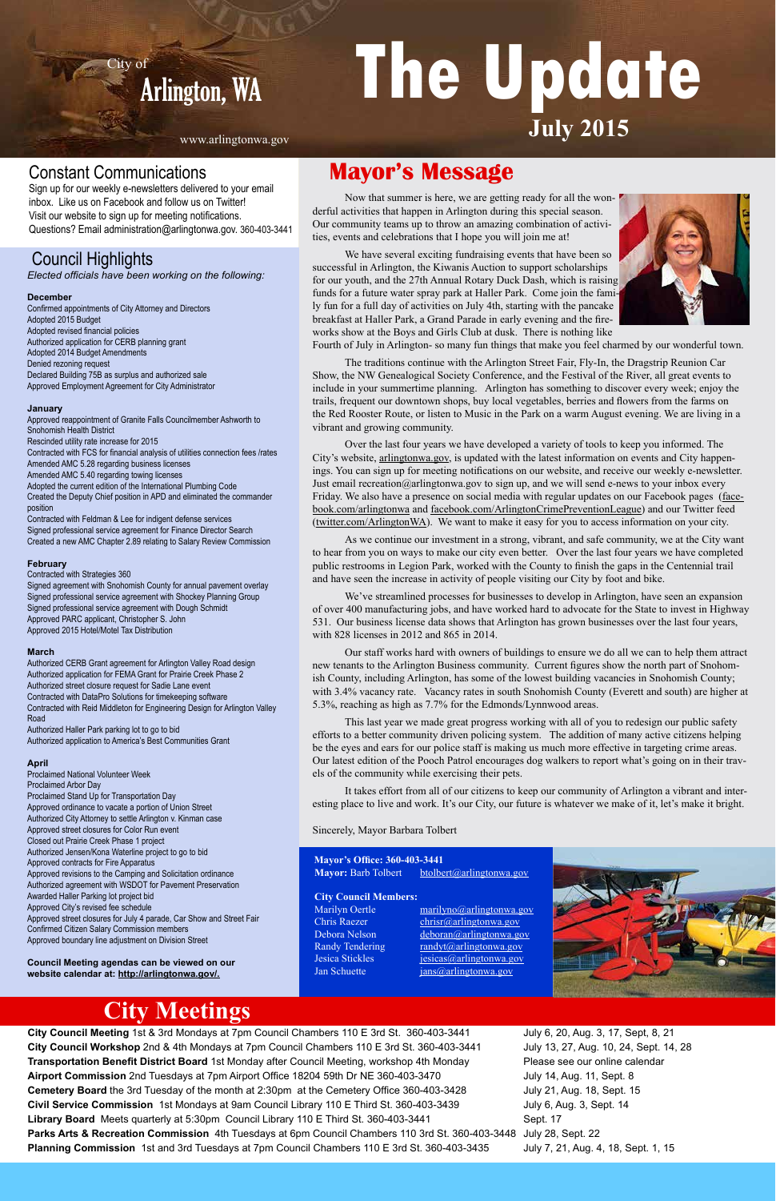City of Arlington, WA

# The Update

**July 2015**

www.arlingtonwa.gov

## Constant Communications

Sign up for our weekly e-newsletters delivered to your email inbox. Like us on Facebook and follow us on Twitter! Visit our website to sign up for meeting notifications. Questions? Email administration@arlingtonwa.gov. 360-403-3441

## Council Highlights

*Elected officials have been working on the following:*

**December**

Confirmed appointments of City Attorney and Directors
Adopted 2015 Budget
Adopted revised financial policies
Authorized application for CERB planning grant
Adopted 2014 Budget Amendments
Denied rezoning request
Declared Building 75B as surplus and authorized sale
Approved Employment Agreement for City Administrator

**January**

Approved reappointment of Granite Falls Councilmember Ashworth to Snohomish Health District
Rescinded utility rate increase for 2015
Contracted with FCS for financial analysis of utilities connection fees /rates
Amended AMC 5.28 regarding business licenses
Amended AMC 5.40 regarding towing licenses
Adopted the current edition of the International Plumbing Code
Created the Deputy Chief position in APD and eliminated the commander position
Contracted with Feldman & Lee for indigent defense services
Signed professional service agreement for Finance Director Search
Created a new AMC Chapter 2.89 relating to Salary Review Commission

**February**

Contracted with Strategies 360
Signed agreement with Snohomish County for annual pavement overlay
Signed professional service agreement with Shockey Planning Group
Signed professional service agreement with Dough Schmidt
Approved PARC applicant, Christopher S. John
Approved 2015 Hotel/Motel Tax Distribution

**March**

Authorized CERB Grant agreement for Arlington Valley Road design
Authorized application for FEMA Grant for Prairie Creek Phase 2
Authorized street closure request for Sadie Lane event
Contracted with DataPro Solutions for timekeeping software
Contracted with Reid Middleton for Engineering Design for Arlington Valley Road
Authorized Haller Park parking lot to go to bid
Authorized application to America's Best Communities Grant

**April**

Proclaimed National Volunteer Week
Proclaimed Arbor Day
Proclaimed Stand Up for Transportation Day
Approved ordinance to vacate a portion of Union Street
Authorized City Attorney to settle Arlington v. Kinman case
Approved street closures for Color Run event
Closed out Prairie Creek Phase 1 project
Authorized Jensen/Kona Waterline project to go to bid
Approved contracts for Fire Apparatus
Approved revisions to the Camping and Solicitation ordinance
Authorized agreement with WSDOT for Pavement Preservation
Awarded Haller Parking lot project bid
Approved City's revised fee schedule
Approved street closures for July 4 parade, Car Show and Street Fair
Confirmed Citizen Salary Commission members
Approved boundary line adjustment on Division Street

**Council Meeting agendas can be viewed on our website calendar at: http://arlingtonwa.gov/.**

## Mayor's Message

Now that summer is here, we are getting ready for all the wonderful activities that happen in Arlington during this special season. Our community teams up to throw an amazing combination of activities, events and celebrations that I hope you will join me at!

We have several exciting fundraising events that have been so successful in Arlington, the Kiwanis Auction to support scholarships for our youth, and the 27th Annual Rotary Duck Dash, which is raising funds for a future water spray park at Haller Park. Come join the family fun for a full day of activities on July 4th, starting with the pancake breakfast at Haller Park, a Grand Parade in early evening and the fireworks show at the Boys and Girls Club at dusk. There is nothing like Fourth of July in Arlington- so many fun things that make you feel charmed by our wonderful town.

The traditions continue with the Arlington Street Fair, Fly-In, the Dragstrip Reunion Car Show, the NW Genealogical Society Conference, and the Festival of the River, all great events to include in your summertime planning. Arlington has something to discover every week; enjoy the trails, frequent our downtown shops, buy local vegetables, berries and flowers from the farms on the Red Rooster Route, or listen to Music in the Park on a warm August evening. We are living in a vibrant and growing community.

Over the last four years we have developed a variety of tools to keep you informed. The City's website, arlingtonwa.gov, is updated with the latest information on events and City happenings. You can sign up for meeting notifications on our website, and receive our weekly e-newsletter. Just email recreation@arlingtonwa.gov to sign up, and we will send e-news to your inbox every Friday. We also have a presence on social media with regular updates on our Facebook pages (facebook.com/arlingtonwa and facebook.com/ArlingtonCrimePreventionLeague) and our Twitter feed (twitter.com/ArlingtonWA). We want to make it easy for you to access information on your city.

As we continue our investment in a strong, vibrant, and safe community, we at the City want to hear from you on ways to make our city even better. Over the last four years we have completed public restrooms in Legion Park, worked with the County to finish the gaps in the Centennial trail and have seen the increase in activity of people visiting our City by foot and bike.

We've streamlined processes for businesses to develop in Arlington, have seen an expansion of over 400 manufacturing jobs, and have worked hard to advocate for the State to invest in Highway 531. Our business license data shows that Arlington has grown businesses over the last four years, with 828 licenses in 2012 and 865 in 2014.

Our staff works hard with owners of buildings to ensure we do all we can to help them attract new tenants to the Arlington Business community. Current figures show the north part of Snohomish County, including Arlington, has some of the lowest building vacancies in Snohomish County; with 3.4% vacancy rate. Vacancy rates in south Snohomish County (Everett and south) are higher at 5.3%, reaching as high as 7.7% for the Edmonds/Lynnwood areas.

This last year we made great progress working with all of you to redesign our public safety efforts to a better community driven policing system. The addition of many active citizens helping be the eyes and ears for our police staff is making us much more effective in targeting crime areas. Our latest edition of the Pooch Patrol encourages dog walkers to report what's going on in their travels of the community while exercising their pets.

It takes effort from all of our citizens to keep our community of Arlington a vibrant and interesting place to live and work. It's our City, our future is whatever we make of it, let's make it bright.

Sincerely, Mayor Barbara Tolbert

**Mayor's Office: 360-403-3441**
**Mayor:** Barb Tolbert btolbert@arlingtonwa.gov

**City Council Members:**

| | |
|---|---|
| Marilyn Oertle | marilyno@arlingtonwa.gov |
| Chris Raezer | chrisr@arlingtonwa.gov |
| Debora Nelson | deboran@arlingtonwa.gov |
| Randy Tendering | randyt@arlingtonwa.gov |
| Jesica Stickles | jesicas@arlingtonwa.gov |
| Jan Schuette | jans@arlingtonwa.gov |

## City Meetings

| Meeting | Dates |
|---|---|
| **City Council Meeting** 1st & 3rd Mondays at 7pm Council Chambers 110 E 3rd St. 360-403-3441 | July 6, 20, Aug. 3, 17, Sept, 8, 21 |
| **City Council Workshop** 2nd & 4th Mondays at 7pm Council Chambers 110 E 3rd St. 360-403-3441 | July 13, 27, Aug. 10, 24, Sept. 14, 28 |
| **Transportation Benefit District Board** 1st Monday after Council Meeting, workshop 4th Monday | Please see our online calendar |
| **Airport Commission** 2nd Tuesdays at 7pm Airport Office 18204 59th Dr NE 360-403-3470 | July 14, Aug. 11, Sept. 8 |
| **Cemetery Board** the 3rd Tuesday of the month at 2:30pm at the Cemetery Office 360-403-3428 | July 21, Aug. 18, Sept. 15 |
| **Civil Service Commission** 1st Mondays at 9am Council Library 110 E Third St. 360-403-3439 | July 6, Aug. 3, Sept. 14 |
| **Library Board** Meets quarterly at 5:30pm Council Library 110 E Third St. 360-403-3441 | Sept. 17 |
| **Parks Arts & Recreation Commission** 4th Tuesdays at 6pm Council Chambers 110 3rd St. 360-403-3448 | July 28, Sept. 22 |
| **Planning Commission** 1st and 3rd Tuesdays at 7pm Council Chambers 110 E 3rd St. 360-403-3435 | July 7, 21, Aug. 4, 18, Sept. 1, 15 |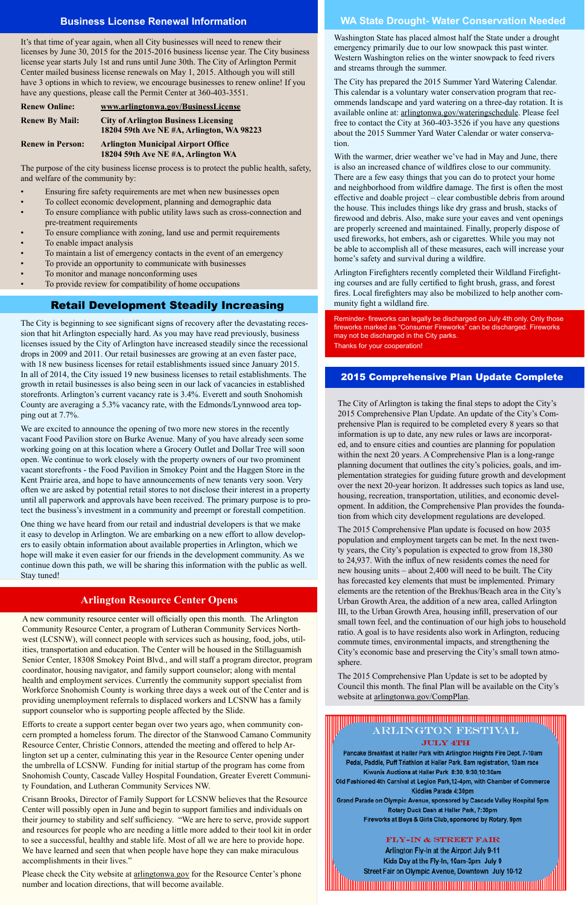## Business License Renewal Information

It's that time of year again, when all City businesses will need to renew their licenses by June 30, 2015 for the 2015-2016 business license year. The City business license year starts July 1st and runs until June 30th. The City of Arlington Permit Center mailed business license renewals on May 1, 2015. Although you will still have 3 options in which to review, we encourage businesses to renew online! If you have any questions, please call the Permit Center at 360-403-3551.

| | |
|---|---|
| **Renew Online:** | **www.arlingtonwa.gov/BusinessLicense** |
| **Renew By Mail:** | **City of Arlington Business Licensing 18204 59th Ave NE #A, Arlington, WA 98223** |
| **Renew in Person:** | **Arlington Municipal Airport Office 18204 59th Ave NE #A, Arlington WA** |

The purpose of the city business license process is to protect the public health, safety, and welfare of the community by:

- Ensuring fire safety requirements are met when new businesses open
- To collect economic development, planning and demographic data
- To ensure compliance with public utility laws such as cross-connection and pre-treatment requirements
- To ensure compliance with zoning, land use and permit requirements
- To enable impact analysis
- To maintain a list of emergency contacts in the event of an emergency
- To provide an opportunity to communicate with businesses
- To monitor and manage nonconforming uses
- To provide review for compatibility of home occupations

## Retail Development Steadily Increasing

The City is beginning to see significant signs of recovery after the devastating recession that hit Arlington especially hard. As you may have read previously, business licenses issued by the City of Arlington have increased steadily since the recessional drops in 2009 and 2011. Our retail businesses are growing at an even faster pace, with 18 new business licenses for retail establishments issued since January 2015. In all of 2014, the City issued 19 new business licenses to retail establishments. The growth in retail businesses is also being seen in our lack of vacancies in established storefronts. Arlington's current vacancy rate is 3.4%. Everett and south Snohomish County are averaging a 5.3% vacancy rate, with the Edmonds/Lynnwood area topping out at 7.7%.

We are excited to announce the opening of two more new stores in the recently vacant Food Pavilion store on Burke Avenue. Many of you have already seen some working going on at this location where a Grocery Outlet and Dollar Tree will soon open. We continue to work closely with the property owners of our two prominent vacant storefronts - the Food Pavilion in Smokey Point and the Haggen Store in the Kent Prairie area, and hope to have announcements of new tenants very soon. Very often we are asked by potential retail stores to not disclose their interest in a property until all paperwork and approvals have been received. The primary purpose is to protect the business's investment in a community and preempt or forestall competition.

One thing we have heard from our retail and industrial developers is that we make it easy to develop in Arlington. We are embarking on a new effort to allow developers to easily obtain information about available properties in Arlington, which we hope will make it even easier for our friends in the development community. As we continue down this path, we will be sharing this information with the public as well. Stay tuned!

## Arlington Resource Center Opens

A new community resource center will officially open this month. The Arlington Community Resource Center, a program of Lutheran Community Services Northwest (LCSNW), will connect people with services such as housing, food, jobs, utilities, transportation and education. The Center will be housed in the Stillaguamish Senior Center, 18308 Smokey Point Blvd., and will staff a program director, program coordinator, housing navigator, and family support counselor; along with mental health and employment services. Currently the community support specialist from Workforce Snohomish County is working three days a week out of the Center and is providing unemployment referrals to displaced workers and LCSNW has a family support counselor who is supporting people affected by the Slide.

Efforts to create a support center began over two years ago, when community concern prompted a homeless forum. The director of the Stanwood Camano Community Resource Center, Christie Connors, attended the meeting and offered to help Arlington set up a center, culminating this year in the Resource Center opening under the umbrella of LCSNW. Funding for initial startup of the program has come from Snohomish County, Cascade Valley Hospital Foundation, Greater Everett Community Foundation, and Lutheran Community Services NW.

Crisann Brooks, Director of Family Support for LCSNW believes that the Resource Center will possibly open in June and begin to support families and individuals on their journey to stability and self sufficiency. "We are here to serve, provide support and resources for people who are needing a little more added to their tool kit in order to see a successful, healthy and stable life. Most of all we are here to provide hope. We have learned and seen that when people have hope they can make miraculous accomplishments in their lives."

Please check the City website at arlingtonwa.gov for the Resource Center's phone number and location directions, that will become available.

## WA State Drought- Water Conservation Needed

Washington State has placed almost half the State under a drought emergency primarily due to our low snowpack this past winter. Western Washington relies on the winter snowpack to feed rivers and streams through the summer.

The City has prepared the 2015 Summer Yard Watering Calendar. This calendar is a voluntary water conservation program that recommends landscape and yard watering on a three-day rotation. It is available online at: arlingtonwa.gov/wateringschedule. Please feel free to contact the City at 360-403-3526 if you have any questions about the 2015 Summer Yard Water Calendar or water conservation.

With the warmer, drier weather we've had in May and June, there is also an increased chance of wildfires close to our community. There are a few easy things that you can do to protect your home and neighborhood from wildfire damage. The first is often the most effective and doable project – clear combustible debris from around the house. This includes things like dry grass and brush, stacks of firewood and debris. Also, make sure your eaves and vent openings are properly screened and maintained. Finally, properly dispose of used fireworks, hot embers, ash or cigarettes. While you may not be able to accomplish all of these measures, each will increase your home's safety and survival during a wildfire.

Arlington Firefighters recently completed their Wildland Firefighting courses and are fully certified to fight brush, grass, and forest fires. Local firefighters may also be mobilized to help another community fight a wildland fire.

Reminder- fireworks can legally be discharged on July 4th only. Only those fireworks marked as "Consumer Fireworks" can be discharged. Fireworks may not be discharged in the City parks.
Thanks for your cooperation!

## 2015 Comprehensive Plan Update Complete

The City of Arlington is taking the final steps to adopt the City's 2015 Comprehensive Plan Update. An update of the City's Comprehensive Plan is required to be completed every 8 years so that information is up to date, any new rules or laws are incorporated, and to ensure cities and counties are planning for population within the next 20 years. A Comprehensive Plan is a long-range planning document that outlines the city's policies, goals, and implementation strategies for guiding future growth and development over the next 20-year horizon. It addresses such topics as land use, housing, recreation, transportation, utilities, and economic development. In addition, the Comprehensive Plan provides the foundation from which city development regulations are developed.

The 2015 Comprehensive Plan update is focused on how 2035 population and employment targets can be met. In the next twenty years, the City's population is expected to grow from 18,380 to 24,937. With the influx of new residents comes the need for new housing units – about 2,400 will need to be built. The City has forecasted key elements that must be implemented. Primary elements are the retention of the Brekhus/Beach area in the City's Urban Growth Area, the addition of a new area, called Arlington III, to the Urban Growth Area, housing infill, preservation of our small town feel, and the continuation of our high jobs to household ratio. A goal is to have residents also work in Arlington, reducing commute times, environmental impacts, and strengthening the City's economic base and preserving the City's small town atmosphere.

The 2015 Comprehensive Plan Update is set to be adopted by Council this month. The final Plan will be available on the City's website at arlingtonwa.gov/CompPlan.

## Arlington Festival

**July 4th**

Pancake Breakfast at Haller Park with Arlington Heights Fire Dept. 7-10am
Pedal, Paddle, Puff Triathlon at Haller Park. 8am registration, 10am race
Kiwanis Auctions at Haller Park 8:30, 9:30,10:30am
Old Fashioned 4th Carnival at Legion Park,12-4pm, with Chamber of Commerce
Kiddies Parade 4:30pm
Grand Parade on Olympic Avenue, sponsored by Cascade Valley Hospital 5pm
Rotary Duck Dash at Haller Park, 7:30pm
Fireworks at Boys & Girls Club, sponsored by Rotary, 9pm

**Fly-In & Street Fair**

Arlington Fly-In at the Airport July 9-11
Kids Day at the Fly-In, 10am-3pm July 9
Street Fair on Olympic Avenue, Downtown July 10-12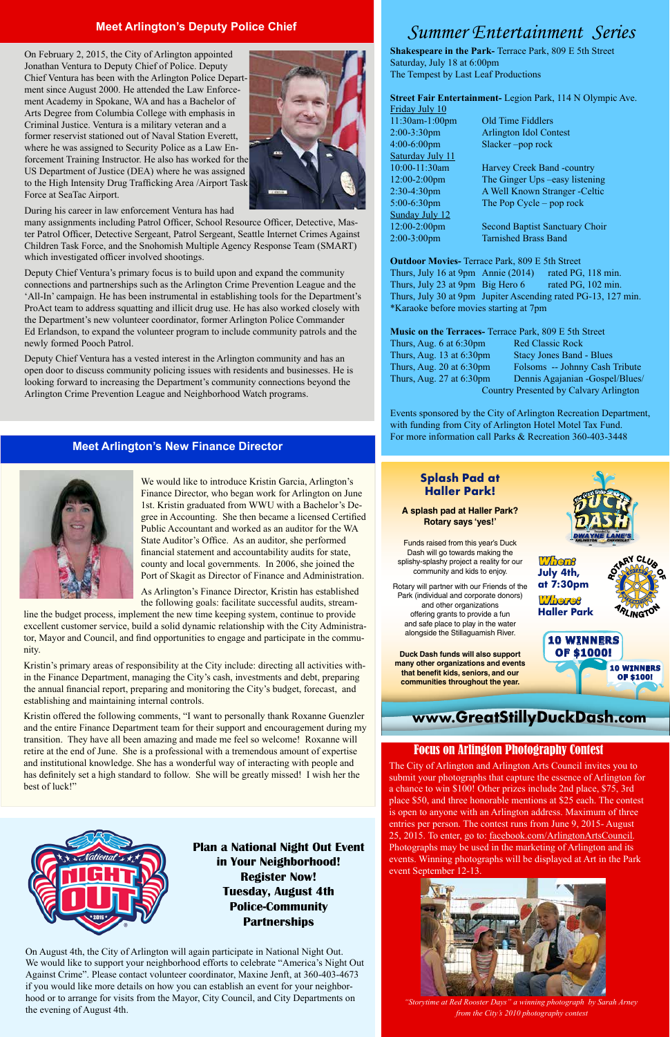## Meet Arlington's Deputy Police Chief

On February 2, 2015, the City of Arlington appointed Jonathan Ventura to Deputy Chief of Police. Deputy Chief Ventura has been with the Arlington Police Department since August 2000. He attended the Law Enforcement Academy in Spokane, WA and has a Bachelor of Arts Degree from Columbia College with emphasis in Criminal Justice. Ventura is a military veteran and a former reservist stationed out of Naval Station Everett, where he was assigned to Security Police as a Law Enforcement Training Instructor. He also has worked for the US Department of Justice (DEA) where he was assigned to the High Intensity Drug Trafficking Area /Airport Task Force at SeaTac Airport.

During his career in law enforcement Ventura has had many assignments including Patrol Officer, School Resource Officer, Detective, Master Patrol Officer, Detective Sergeant, Patrol Sergeant, Seattle Internet Crimes Against Children Task Force, and the Snohomish Multiple Agency Response Team (SMART) which investigated officer involved shootings.

Deputy Chief Ventura's primary focus is to build upon and expand the community connections and partnerships such as the Arlington Crime Prevention League and the 'All-In' campaign. He has been instrumental in establishing tools for the Department's ProAct team to address squatting and illicit drug use. He has also worked closely with the Department's new volunteer coordinator, former Arlington Police Commander Ed Erlandson, to expand the volunteer program to include community patrols and the newly formed Pooch Patrol.

Deputy Chief Ventura has a vested interest in the Arlington community and has an open door to discuss community policing issues with residents and businesses. He is looking forward to increasing the Department's community connections beyond the Arlington Crime Prevention League and Neighborhood Watch programs.

## Meet Arlington's New Finance Director

We would like to introduce Kristin Garcia, Arlington's Finance Director, who began work for Arlington on June 1st. Kristin graduated from WWU with a Bachelor's Degree in Accounting. She then became a licensed Certified Public Accountant and worked as an auditor for the WA State Auditor's Office. As an auditor, she performed financial statement and accountability audits for state, county and local governments. In 2006, she joined the Port of Skagit as Director of Finance and Administration.

As Arlington's Finance Director, Kristin has established the following goals: facilitate successful audits, streamline the budget process, implement the new time keeping system, continue to provide excellent customer service, build a solid dynamic relationship with the City Administrator, Mayor and Council, and find opportunities to engage and participate in the community.

Kristin's primary areas of responsibility at the City include: directing all activities within the Finance Department, managing the City's cash, investments and debt, preparing the annual financial report, preparing and monitoring the City's budget, forecast, and establishing and maintaining internal controls.

Kristin offered the following comments, "I want to personally thank Roxanne Guenzler and the entire Finance Department team for their support and encouragement during my transition. They have all been amazing and made me feel so welcome! Roxanne will retire at the end of June. She is a professional with a tremendous amount of expertise and institutional knowledge. She has a wonderful way of interacting with people and has definitely set a high standard to follow. She will be greatly missed! I wish her the best of luck!"

**Plan a National Night Out Event in Your Neighborhood!**
**Register Now!**
**Tuesday, August 4th**
**Police-Community Partnerships**

On August 4th, the City of Arlington will again participate in National Night Out. We would like to support your neighborhood efforts to celebrate "America's Night Out Against Crime". Please contact volunteer coordinator, Maxine Jenft, at 360-403-4673 if you would like more details on how you can establish an event for your neighborhood or to arrange for visits from the Mayor, City Council, and City Departments on the evening of August 4th.

## *Summer Entertainment Series*

**Shakespeare in the Park-** Terrace Park, 809 E 5th Street
Saturday, July 18 at 6:00pm
The Tempest by Last Leaf Productions

**Street Fair Entertainment-** Legion Park, 114 N Olympic Ave.

Friday July 10

| | |
|---|---|
| 11:30am-1:00pm | Old Time Fiddlers |
| 2:00-3:30pm | Arlington Idol Contest |
| 4:00-6:00pm | Slacker –pop rock |

Saturday July 11

| | |
|---|---|
| 10:00-11:30am | Harvey Creek Band -country |
| 12:00-2:00pm | The Ginger Ups –easy listening |
| 2:30-4:30pm | A Well Known Stranger -Celtic |
| 5:00-6:30pm | The Pop Cycle – pop rock |

Sunday July 12

| | |
|---|---|
| 12:00-2:00pm | Second Baptist Sanctuary Choir |
| 2:00-3:00pm | Tarnished Brass Band |

**Outdoor Movies-** Terrace Park, 809 E 5th Street
Thurs, July 16 at 9pm Annie (2014) rated PG, 118 min.
Thurs, July 23 at 9pm Big Hero 6 rated PG, 102 min.
Thurs, July 30 at 9pm Jupiter Ascending rated PG-13, 127 min.
*Karaoke before movies starting at 7pm

**Music on the Terraces-** Terrace Park, 809 E 5th Street

| | |
|---|---|
| Thurs, Aug. 6 at 6:30pm | Red Classic Rock |
| Thurs, Aug. 13 at 6:30pm | Stacy Jones Band - Blues |
| Thurs, Aug. 20 at 6:30pm | Folsoms -- Johnny Cash Tribute |
| Thurs, Aug. 27 at 6:30pm | Dennis Agajanian -Gospel/Blues/Country Presented by Calvary Arlington |

Events sponsored by the City of Arlington Recreation Department, with funding from City of Arlington Hotel Motel Tax Fund. For more information call Parks & Recreation 360-403-3448

### Splash Pad at Haller Park!

**A splash pad at Haller Park? Rotary says 'yes!'**

Funds raised from this year's Duck Dash will go towards making the splishy-splashy project a reality for our community and kids to enjoy.

Rotary will partner with our Friends of the Park (individual and corporate donors) and other organizations offering grants to provide a fun and safe place to play in the water alongside the Stillaguamish River.

**Duck Dash funds will also support many other organizations and events that benefit kids, seniors, and our communities throughout the year.**

**When? July 4th, at 7:30pm**
**Where? Haller Park**

**10 WINNERS OF $1000!**
**10 WINNERS OF $100!**

**www.GreatStillyDuckDash.com**

## Focus on Arlington Photography Contest

The City of Arlington and Arlington Arts Council invites you to submit your photographs that capture the essence of Arlington for a chance to win $100! Other prizes include 2nd place, $75, 3rd place $50, and three honorable mentions at $25 each. The contest is open to anyone with an Arlington address. Maximum of three entries per person. The contest runs from June 9, 2015- August 25, 2015. To enter, go to: facebook.com/ArlingtonArtsCouncil. Photographs may be used in the marketing of Arlington and its events. Winning photographs will be displayed at Art in the Park event September 12-13.

*"Storytime at Red Rooster Days" a winning photograph by Sarah Arney from the City's 2010 photography contest*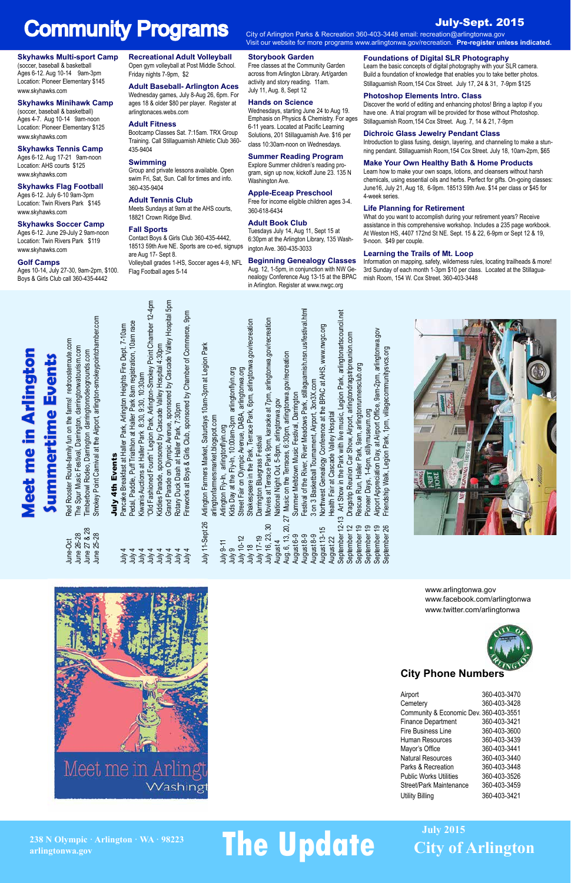# Community Programs

## July-Sept. 2015

City of Arlington Parks & Recreation 360-403-3448 email: recreation@arlingtonwa.gov
Visit our website for more programs www.arlingtonwa.gov/recreation. **Pre-register unless indicated.**

### Skyhawks Multi-sport Camp
(soccer, baseball & basketball)
Ages 6-12. Aug 10-14 9am-3pm
Location: Pioneer Elementary $145
www.skyhawks.com

### Skyhawks Minihawk Camp
(soccer, baseball & basketball)
Ages 4-7. Aug 10-14 9am-noon
Location: Pioneer Elementary $125
www.skyhawks.com

### Skyhawks Tennis Camp
Ages 6-12. Aug 17-21 9am-noon
Location: AHS courts $125
www.skyhawks.com

### Skyhawks Flag Football
Ages 6-12. July 6-10 9am-3pm
Location: Twin Rivers Park $145
www.skyhawks.com

### Skyhawks Soccer Camp
Ages 6-12. June 29-July 2 9am-noon
Location: Twin Rivers Park $119
www.skyhawks.com

### Golf Camps
Ages 10-14, July 27-30, 9am-2pm, $100. Boys & Girls Club call 360-435-4442

### Recreational Adult Volleyball
Open gym volleyball at Post Middle School. Friday nights 7-9pm, $2

### Adult Baseball- Arlington Aces
Wednesday games, July 8-Aug 26, 6pm. For ages 18 & older $80 per player. Register at arlingtonaces.webs.com

### Adult Fitness
Bootcamp Classes Sat. 7:15am. TRX Group Training. Call Stillaguamish Athletic Club 360-435-9404

### Swimming
Group and private lessons available. Open swim Fri, Sat, Sun. Call for times and info. 360-435-9404

### Adult Tennis Club
Meets Sundays at 9am at the AHS courts, 18821 Crown Ridge Blvd.

### Fall Sports
Contact Boys & Girls Club 360-435-4442, 18513 59th Ave NE. Sports are co-ed, signups are Aug 17- Sept 8.
Volleyball grades 1-HS, Soccer ages 4-9, NFL Flag Football ages 5-14

### Storybook Garden
Free classes at the Community Garden across from Arlington Library. Art/garden activity and story reading. 11am. July 11, Aug. 8, Sept 12

### Hands on Science
Wednesdays, starting June 24 to Aug 19. Emphasis on Physics & Chemistry. For ages 6-11 years. Located at Pacific Learning Solutions, 201 Stillaguamish Ave. $16 per class 10:30am-noon on Wednesdays.

### Summer Reading Program
Explore Summer children's reading program, sign up now, kickoff June 23. 135 N Washington Ave.

### Apple-Eceap Preschool
Free for income eligible children ages 3-4. 360-618-6434

### Adult Book Club
Tuesdays July 14, Aug 11, Sept 15 at 6:30pm at the Arlington Library, 135 Washington Ave. 360-435-3033

### Beginning Genealogy Classes
Aug. 12, 1-5pm, in conjunction with NW Genealogy Conference Aug 13-15 at the BPAC in Arlington. Register at www.nwgc.org

### Foundations of Digital SLR Photography
Learn the basic concepts of digital photography with your SLR camera. Build a foundation of knowledge that enables you to take better photos. Stillaguamish Room,154 Cox Street. July 17, 24 & 31, 7-9pm $125

### Photoshop Elements Intro. Class
Discover the world of editing and enhancing photos! Bring a laptop if you have one. A trial program will be provided for those without Photoshop. Stillaguamish Room,154 Cox Street. Aug. 7, 14 & 21, 7-9pm

### Dichroic Glass Jewelry Pendant Class
Introduction to glass fusing, design, layering, and channeling to make a stunning pendant. Stillaguamish Room,154 Cox Street. July 18, 10am-2pm, $65

### Make Your Own Healthy Bath & Home Products
Learn how to make your own soaps, lotions, and cleansers without harsh chemicals, using essential oils and herbs. Perfect for gifts. On-going classes: June16, July 21, Aug 18, 6-9pm. 18513 59th Ave. $14 per class or $45 for 4-week series.

### Life Planning for Retirement
What do you want to accomplish during your retirement years? Receive assistance in this comprehensive workshop. Includes a 235 page workbook. At Weston HS, 4407 172nd St NE. Sept. 15 & 22, 6-9pm or Sept 12 & 19, 9-noon. $49 per couple.

### Learning the Trails of Mt. Loop
Information on mapping, safety, wilderness rules, locating trailheads & more! 3rd Sunday of each month 1-3pm $10 per class. Located at the Stillaguamish Room, 154 W. Cox Street. 360-403-3448

# Meet me in Arlington Summertime Events

| | |
|---|---|
| June-Oct | Red Rooster Route-family fun on the farms! redroosterroute.com |
| June 26-28 | The Spur Music Festival, Darrington, darringtonwatourism.com |
| June 27 & 28 | Timberbowl Rodeo, Darrington darringtonrodeogrounds.com |
| June 25-28 | Smokey Point Carnival at the Airport, arlington-smokeypointchamber.com |

**July 4th Events**

| | |
|---|---|
| July 4 | Pancake Breakfast at Haller Park, Arlington Heights Fire Dept. 7-10am |
| July 4 | Pedal, Paddle, Puff Triathlon at Haller Park 8am registration, 10am race |
| July 4 | Kiwanis Auctions at Haller Park 8:30, 9:30, 10:30am |
| July 4 | "Old Fashioned Fourth" Legion Park, Arlington-Smokey Point Chamber 12-4pm |
| July 4 | Kiddies Parade, sponsored by Cascade Valley Hospital 4:30pm |
| July 4 | Grand Parade on Olympic Avenue, sponsored by Cascade Valley Hospital 5pm |
| July 4 | Rotary Duck Dash at Haller Park, 7:30pm |
| July 4 | Fireworks at Boys & Girls Club, sponsored by Chamber of Commerce, 9pm |

| | |
|---|---|
| July 11-Sept 26 | Arlington Farmers Market, Saturdays 10am-3pm at Legion Park arlingtonfarmersmarket.blogspot.com |
| July 9-11 | Arlington Fly-in, arlingtonflyin.org |
| July 9 | Kids Day at the Fly-In, 10:00am-3pm arlingtonflyin.org |
| July 10-12 | Street Fair on Olympic Avenue, DABA, arlingtonwa.org |
| July 18 | Shakespeare in the Park, Terrace Park, 6pm, arlingtonwa.gov/recreation |
| July 17-19 | Darrington Bluegrass Festival |
| July 16, 23, 30 | Movies at Terrace Park 9pm, karaoke at 7pm, arlingtonwa.gov/recreation |
| August 4 | National Night Out, 5-8pm, arlingtonwa.gov |
| Aug. 6, 13, 20, 27 | Music on the Terraces, 6:30pm, arlingtonwa.gov/recreation |
| August 6-9 | Summer Meltdown Music Festival, Darrington |
| August 8-9 | Festival of the River, River Meadows Park, stillaguamish.nsn.us/festival.html |
| August 8-9 | 3 on 3 Basketball Tournament, Airport, 3on3X.com |
| August 13-15 | Northwest Genealogy Conference at the BPAC at AHS, www.nwgc.org |
| August 22 | Health Fair at Cascade Valley Hospital |
| September 12-13 | Art Show in the Park with live music, Legion Park, arlingtonartscouncil.net |
| September 12 | Dragstrip Reunion Car Show, Airport, arlingtondragstripreunion.com |
| September 19 | Rescue Run, Haller Park, 9am, arlingtonrunnersclub.org |
| September 19 | Pioneer Days, 1-4pm, stillymuseum.org |
| September 19 | Airport Appreciation Day, at Airport Office, 9am-2pm, arlingtonwa.gov |
| September 26 | Friendship Walk, Legion Park, 1pm, villagecommunitysvcs.org |

www.arlingtonwa.gov
www.facebook.com/arlingtonwa
www.twitter.com/arlingtonwa

## City Phone Numbers

| | |
|---|---|
| Airport | 360-403-3470 |
| Cemetery | 360-403-3428 |
| Community & Economic Dev. | 360-403-3551 |
| Finance Department | 360-403-3421 |
| Fire Business Line | 360-403-3600 |
| Human Resources | 360-403-3439 |
| Mayor's Office | 360-403-3441 |
| Natural Resources | 360-403-3440 |
| Parks & Recreation | 360-403-3448 |
| Public Works Utilities | 360-403-3526 |
| Street/Park Maintenance | 360-403-3459 |
| Utility Billing | 360-403-3421 |

238 N Olympic · Arlington · WA · 98223
arlingtonwa.gov

# The Update

July 2015
**City of Arlington**